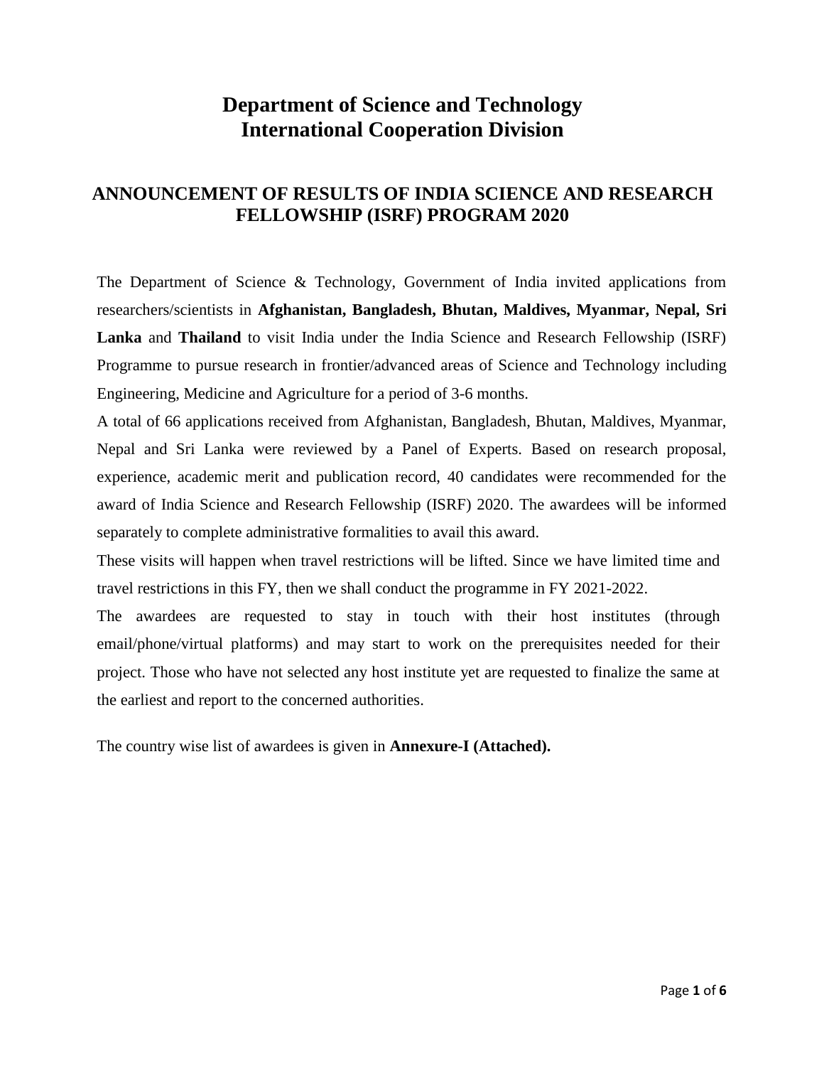# Department of Science and Technology
# International Cooperation Division

## ANNOUNCEMENT OF RESULTS OF INDIA SCIENCE AND RESEARCH FELLOWSHIP (ISRF) PROGRAM 2020

The Department of Science & Technology, Government of India invited applications from researchers/scientists in **Afghanistan, Bangladesh, Bhutan, Maldives, Myanmar, Nepal, Sri Lanka** and **Thailand** to visit India under the India Science and Research Fellowship (ISRF) Programme to pursue research in frontier/advanced areas of Science and Technology including Engineering, Medicine and Agriculture for a period of 3-6 months.

A total of 66 applications received from Afghanistan, Bangladesh, Bhutan, Maldives, Myanmar, Nepal and Sri Lanka were reviewed by a Panel of Experts. Based on research proposal, experience, academic merit and publication record, 40 candidates were recommended for the award of India Science and Research Fellowship (ISRF) 2020. The awardees will be informed separately to complete administrative formalities to avail this award.

These visits will happen when travel restrictions will be lifted. Since we have limited time and travel restrictions in this FY, then we shall conduct the programme in FY 2021-2022.

The awardees are requested to stay in touch with their host institutes (through email/phone/virtual platforms) and may start to work on the prerequisites needed for their project. Those who have not selected any host institute yet are requested to finalize the same at the earliest and report to the concerned authorities.

The country wise list of awardees is given in **Annexure-I (Attached).**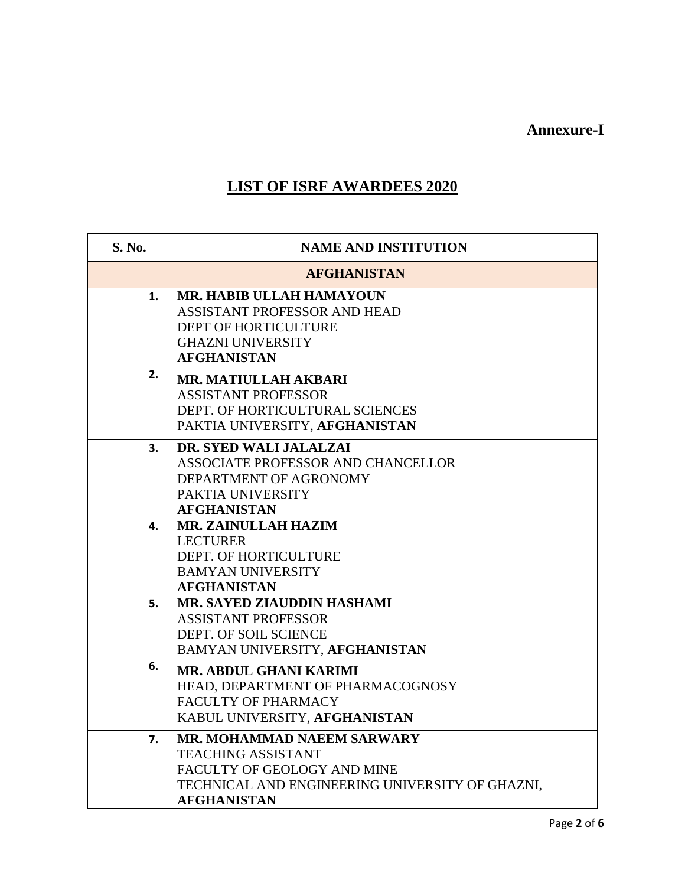**Annexure-I**

# LIST OF ISRF AWARDEES 2020

| S. No. | NAME AND INSTITUTION |
| --- | --- |
| | **AFGHANISTAN** |
| 1. | **MR. HABIB ULLAH HAMAYOUN**<br>ASSISTANT PROFESSOR AND HEAD<br>DEPT OF HORTICULTURE<br>GHAZNI UNIVERSITY<br>**AFGHANISTAN** |
| 2. | **MR. MATIULLAH AKBARI**<br>ASSISTANT PROFESSOR<br>DEPT. OF HORTICULTURAL SCIENCES<br>PAKTIA UNIVERSITY, **AFGHANISTAN** |
| 3. | **DR. SYED WALI JALALZAI**<br>ASSOCIATE PROFESSOR AND CHANCELLOR<br>DEPARTMENT OF AGRONOMY<br>PAKTIA UNIVERSITY<br>**AFGHANISTAN** |
| 4. | **MR. ZAINULLAH HAZIM**<br>LECTURER<br>DEPT. OF HORTICULTURE<br>BAMYAN UNIVERSITY<br>**AFGHANISTAN** |
| 5. | **MR. SAYED ZIAUDDIN HASHAMI**<br>ASSISTANT PROFESSOR<br>DEPT. OF SOIL SCIENCE<br>BAMYAN UNIVERSITY, **AFGHANISTAN** |
| 6. | **MR. ABDUL GHANI KARIMI**<br>HEAD, DEPARTMENT OF PHARMACOGNOSY<br>FACULTY OF PHARMACY<br>KABUL UNIVERSITY, **AFGHANISTAN** |
| 7. | **MR. MOHAMMAD NAEEM SARWARY**<br>TEACHING ASSISTANT<br>FACULTY OF GEOLOGY AND MINE<br>TECHNICAL AND ENGINEERING UNIVERSITY OF GHAZNI,<br>**AFGHANISTAN** |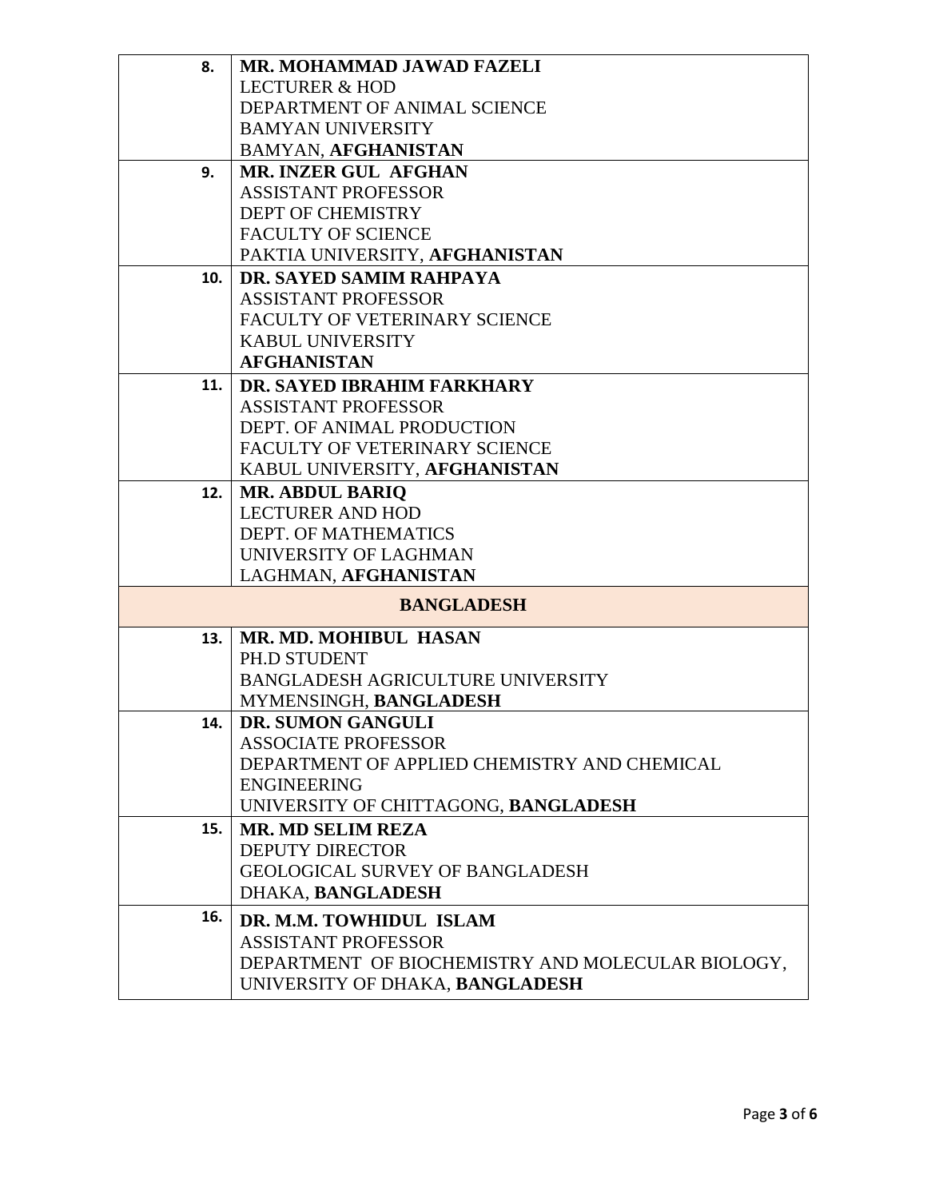| | |
|---|---|
| **8.** | **MR. MOHAMMAD JAWAD FAZELI**<br>LECTURER & HOD<br>DEPARTMENT OF ANIMAL SCIENCE<br>BAMYAN UNIVERSITY<br>BAMYAN, **AFGHANISTAN** |
| **9.** | **MR. INZER GUL AFGHAN**<br>ASSISTANT PROFESSOR<br>DEPT OF CHEMISTRY<br>FACULTY OF SCIENCE<br>PAKTIA UNIVERSITY, **AFGHANISTAN** |
| **10.** | **DR. SAYED SAMIM RAHPAYA**<br>ASSISTANT PROFESSOR<br>FACULTY OF VETERINARY SCIENCE<br>KABUL UNIVERSITY<br>**AFGHANISTAN** |
| **11.** | **DR. SAYED IBRAHIM FARKHARY**<br>ASSISTANT PROFESSOR<br>DEPT. OF ANIMAL PRODUCTION<br>FACULTY OF VETERINARY SCIENCE<br>KABUL UNIVERSITY, **AFGHANISTAN** |
| **12.** | **MR. ABDUL BARIQ**<br>LECTURER AND HOD<br>DEPT. OF MATHEMATICS<br>UNIVERSITY OF LAGHMAN<br>LAGHMAN, **AFGHANISTAN** |
| | **BANGLADESH** |
| **13.** | **MR. MD. MOHIBUL HASAN**<br>PH.D STUDENT<br>BANGLADESH AGRICULTURE UNIVERSITY<br>MYMENSINGH, **BANGLADESH** |
| **14.** | **DR. SUMON GANGULI**<br>ASSOCIATE PROFESSOR<br>DEPARTMENT OF APPLIED CHEMISTRY AND CHEMICAL ENGINEERING<br>UNIVERSITY OF CHITTAGONG, **BANGLADESH** |
| **15.** | **MR. MD SELIM REZA**<br>DEPUTY DIRECTOR<br>GEOLOGICAL SURVEY OF BANGLADESH<br>DHAKA, **BANGLADESH** |
| **16.** | **DR. M.M. TOWHIDUL ISLAM**<br>ASSISTANT PROFESSOR<br>DEPARTMENT OF BIOCHEMISTRY AND MOLECULAR BIOLOGY,<br>UNIVERSITY OF DHAKA, **BANGLADESH** |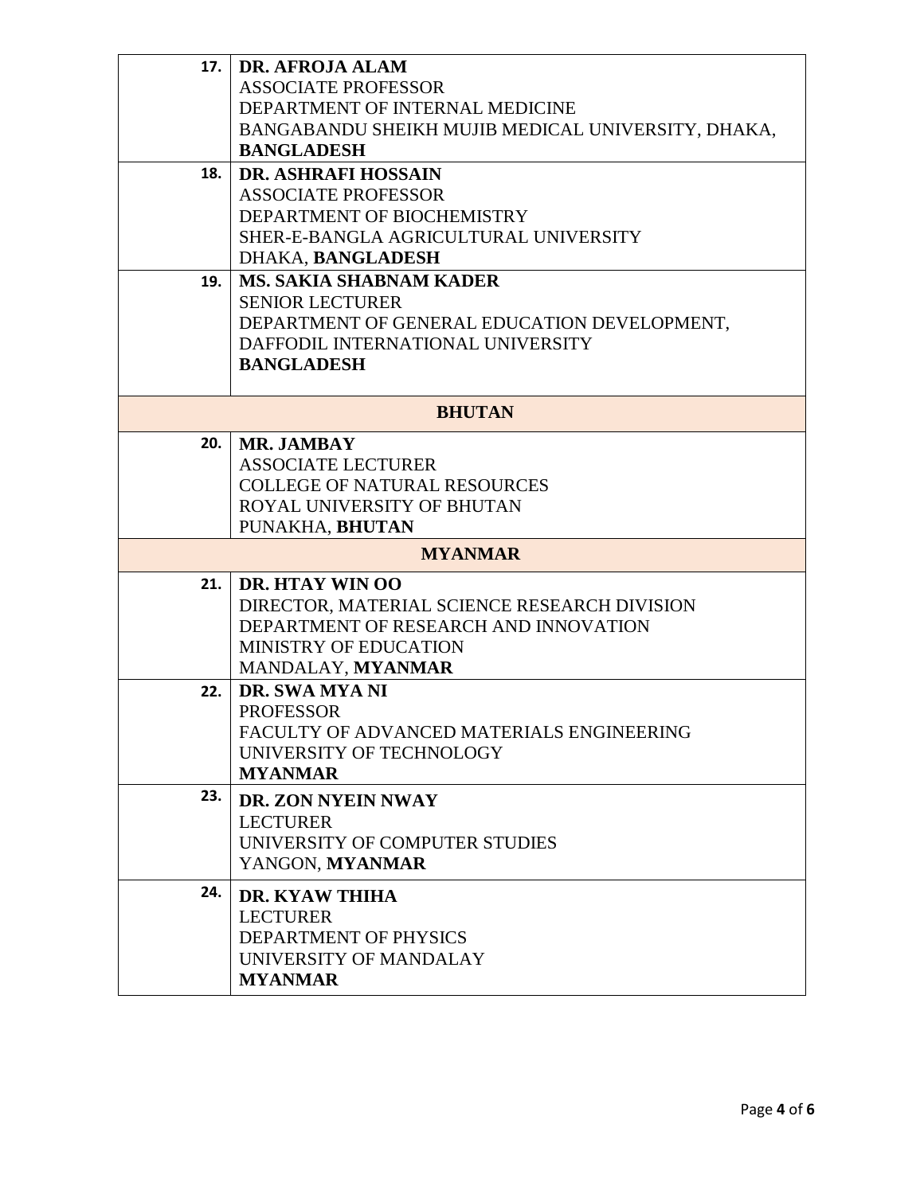| | |
|---|---|
| **17.** | **DR. AFROJA ALAM**<br>ASSOCIATE PROFESSOR<br>DEPARTMENT OF INTERNAL MEDICINE<br>BANGABANDU SHEIKH MUJIB MEDICAL UNIVERSITY, DHAKA, **BANGLADESH** |
| **18.** | **DR. ASHRAFI HOSSAIN**<br>ASSOCIATE PROFESSOR<br>DEPARTMENT OF BIOCHEMISTRY<br>SHER-E-BANGLA AGRICULTURAL UNIVERSITY<br>DHAKA, **BANGLADESH** |
| **19.** | **MS. SAKIA SHABNAM KADER**<br>SENIOR LECTURER<br>DEPARTMENT OF GENERAL EDUCATION DEVELOPMENT,<br>DAFFODIL INTERNATIONAL UNIVERSITY<br>**BANGLADESH** |
| | **BHUTAN** |
| **20.** | **MR. JAMBAY**<br>ASSOCIATE LECTURER<br>COLLEGE OF NATURAL RESOURCES<br>ROYAL UNIVERSITY OF BHUTAN<br>PUNAKHA, **BHUTAN** |
| | **MYANMAR** |
| **21.** | **DR. HTAY WIN OO**<br>DIRECTOR, MATERIAL SCIENCE RESEARCH DIVISION<br>DEPARTMENT OF RESEARCH AND INNOVATION<br>MINISTRY OF EDUCATION<br>MANDALAY, **MYANMAR** |
| **22.** | **DR. SWA MYA NI**<br>PROFESSOR<br>FACULTY OF ADVANCED MATERIALS ENGINEERING<br>UNIVERSITY OF TECHNOLOGY<br>**MYANMAR** |
| **23.** | **DR. ZON NYEIN NWAY**<br>LECTURER<br>UNIVERSITY OF COMPUTER STUDIES<br>YANGON, **MYANMAR** |
| **24.** | **DR. KYAW THIHA**<br>LECTURER<br>DEPARTMENT OF PHYSICS<br>UNIVERSITY OF MANDALAY<br>**MYANMAR** |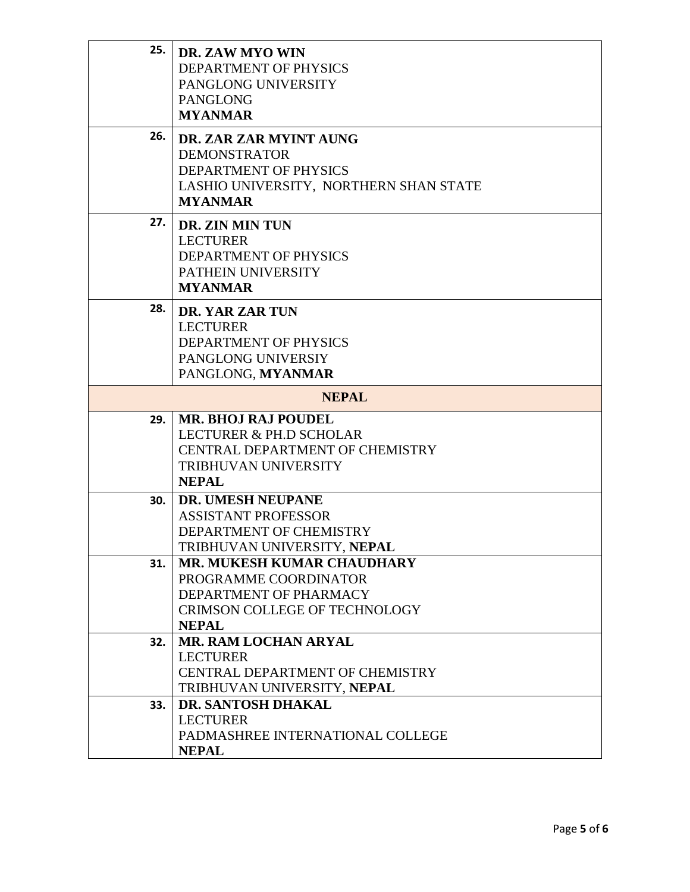| | |
|---|---|
| 25. | **DR. ZAW MYO WIN**<br>DEPARTMENT OF PHYSICS<br>PANGLONG UNIVERSITY<br>PANGLONG<br>**MYANMAR** |
| 26. | **DR. ZAR ZAR MYINT AUNG**<br>DEMONSTRATOR<br>DEPARTMENT OF PHYSICS<br>LASHIO UNIVERSITY, NORTHERN SHAN STATE<br>**MYANMAR** |
| 27. | **DR. ZIN MIN TUN**<br>LECTURER<br>DEPARTMENT OF PHYSICS<br>PATHEIN UNIVERSITY<br>**MYANMAR** |
| 28. | **DR. YAR ZAR TUN**<br>LECTURER<br>DEPARTMENT OF PHYSICS<br>PANGLONG UNIVERSIY<br>PANGLONG, **MYANMAR** |
| **NEPAL** | |
| 29. | **MR. BHOJ RAJ POUDEL**<br>LECTURER & PH.D SCHOLAR<br>CENTRAL DEPARTMENT OF CHEMISTRY<br>TRIBHUVAN UNIVERSITY<br>**NEPAL** |
| 30. | **DR. UMESH NEUPANE**<br>ASSISTANT PROFESSOR<br>DEPARTMENT OF CHEMISTRY<br>TRIBHUVAN UNIVERSITY, **NEPAL** |
| 31. | **MR. MUKESH KUMAR CHAUDHARY**<br>PROGRAMME COORDINATOR<br>DEPARTMENT OF PHARMACY<br>CRIMSON COLLEGE OF TECHNOLOGY<br>**NEPAL** |
| 32. | **MR. RAM LOCHAN ARYAL**<br>LECTURER<br>CENTRAL DEPARTMENT OF CHEMISTRY<br>TRIBHUVAN UNIVERSITY, **NEPAL** |
| 33. | **DR. SANTOSH DHAKAL**<br>LECTURER<br>PADMASHREE INTERNATIONAL COLLEGE<br>**NEPAL** |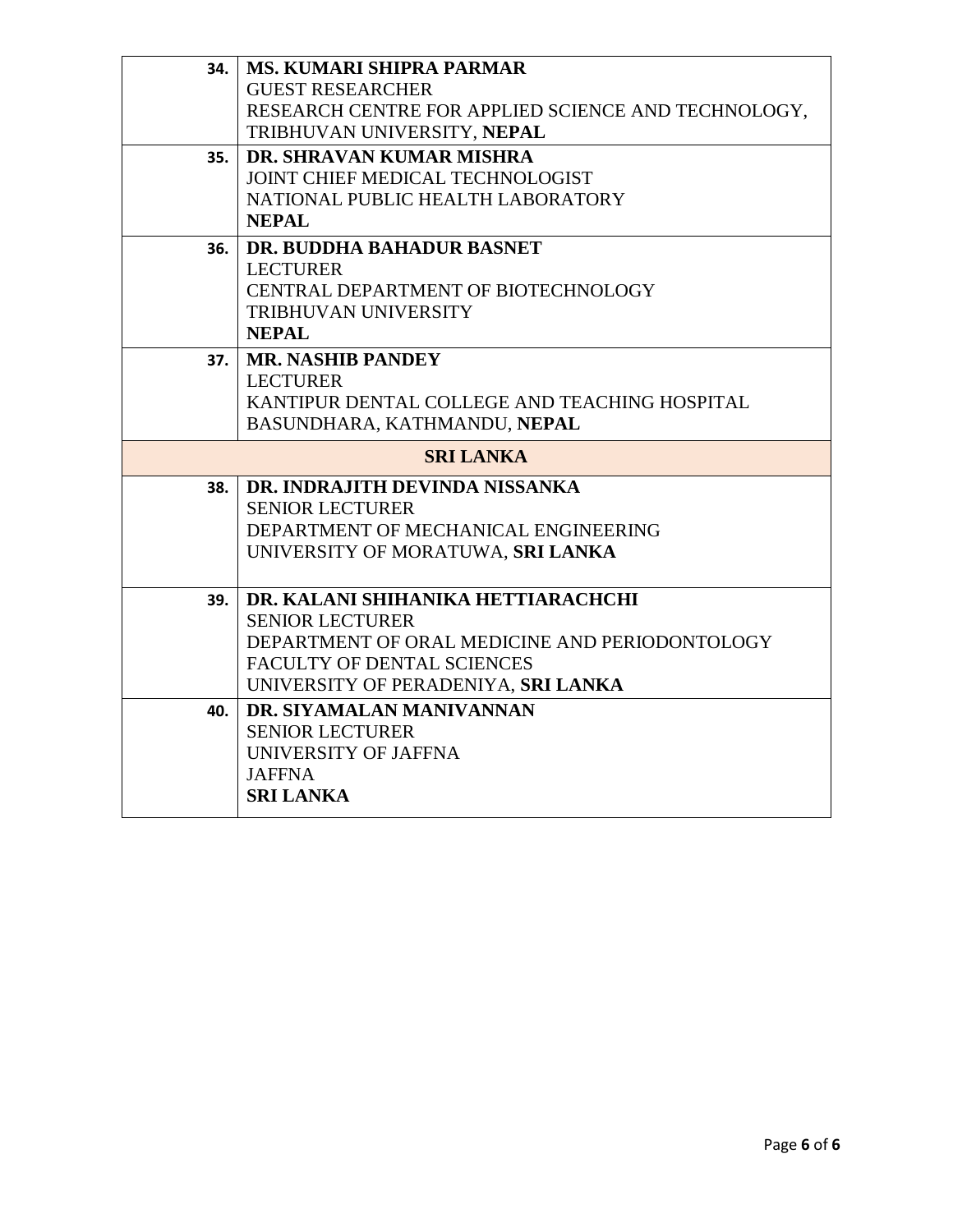| | |
|---|---|
| 34. | **MS. KUMARI SHIPRA PARMAR**<br>GUEST RESEARCHER<br>RESEARCH CENTRE FOR APPLIED SCIENCE AND TECHNOLOGY, TRIBHUVAN UNIVERSITY, **NEPAL** |
| 35. | **DR. SHRAVAN KUMAR MISHRA**<br>JOINT CHIEF MEDICAL TECHNOLOGIST<br>NATIONAL PUBLIC HEALTH LABORATORY<br>**NEPAL** |
| 36. | **DR. BUDDHA BAHADUR BASNET**<br>LECTURER<br>CENTRAL DEPARTMENT OF BIOTECHNOLOGY<br>TRIBHUVAN UNIVERSITY<br>**NEPAL** |
| 37. | **MR. NASHIB PANDEY**<br>LECTURER<br>KANTIPUR DENTAL COLLEGE AND TEACHING HOSPITAL<br>BASUNDHARA, KATHMANDU, **NEPAL** |
| **SRI LANKA** | |
| 38. | **DR. INDRAJITH DEVINDA NISSANKA**<br>SENIOR LECTURER<br>DEPARTMENT OF MECHANICAL ENGINEERING<br>UNIVERSITY OF MORATUWA, **SRI LANKA** |
| 39. | **DR. KALANI SHIHANIKA HETTIARACHCHI**<br>SENIOR LECTURER<br>DEPARTMENT OF ORAL MEDICINE AND PERIODONTOLOGY<br>FACULTY OF DENTAL SCIENCES<br>UNIVERSITY OF PERADENIYA, **SRI LANKA** |
| 40. | **DR. SIYAMALAN MANIVANNAN**<br>SENIOR LECTURER<br>UNIVERSITY OF JAFFNA<br>JAFFNA<br>**SRI LANKA** |